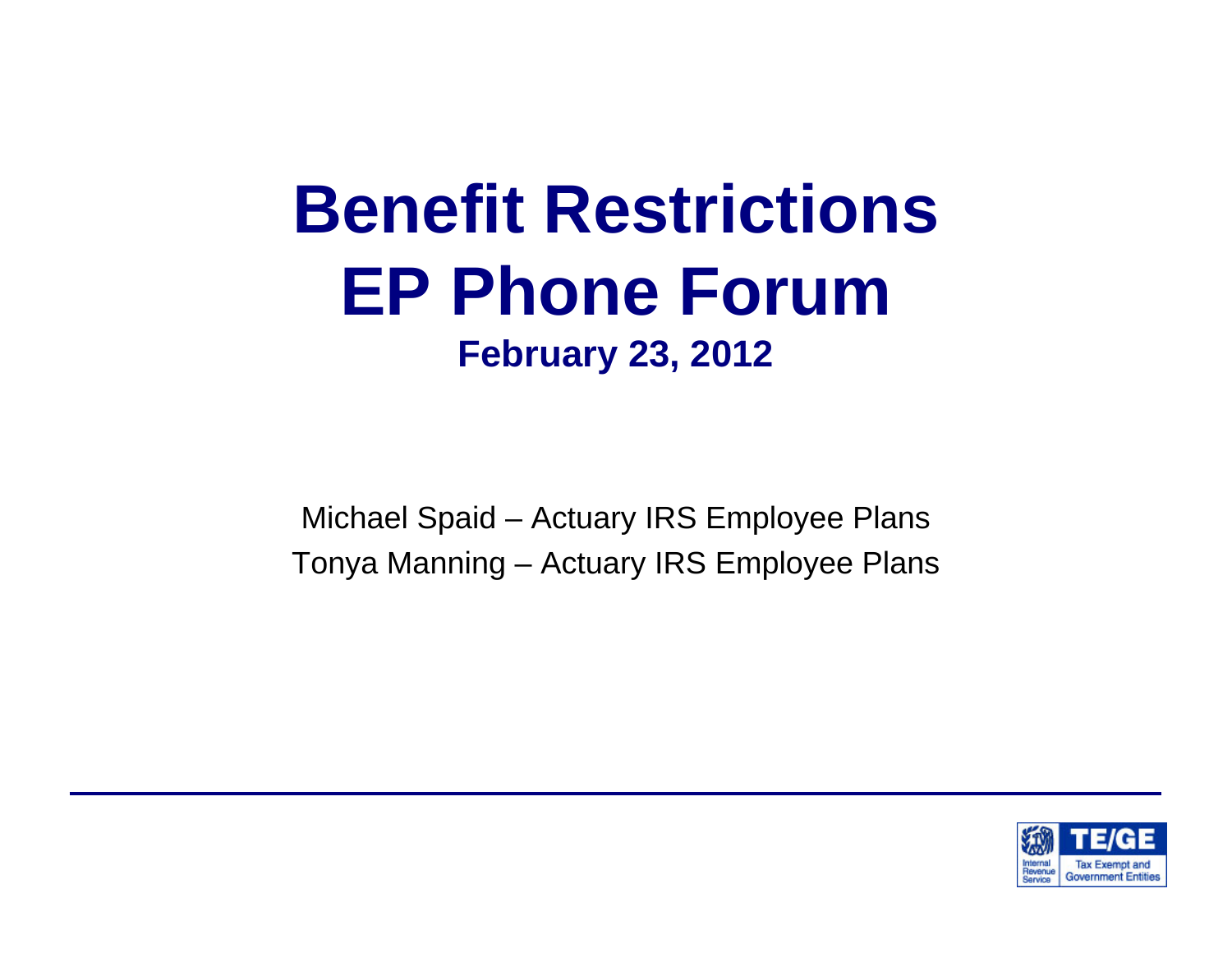# Benefit Restrictions EP Phone Forum

**February 23, 2012**

Michael Spaid – Actuary IRS Employee Plans

Tonya Manning – Actuary IRS Employee Plans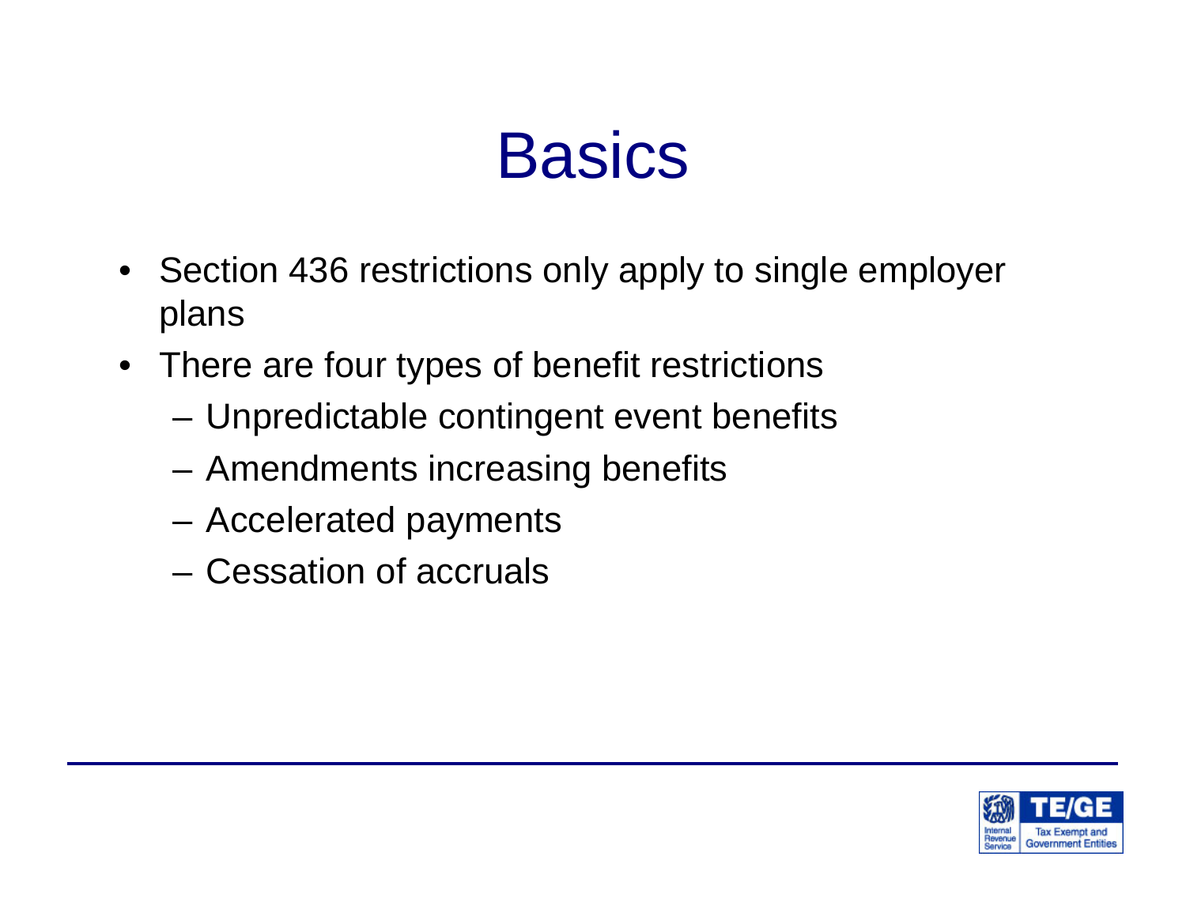# Basics

- Section 436 restrictions only apply to single employer plans
- There are four types of benefit restrictions
  - Unpredictable contingent event benefits
  - Amendments increasing benefits
  - Accelerated payments
  - Cessation of accruals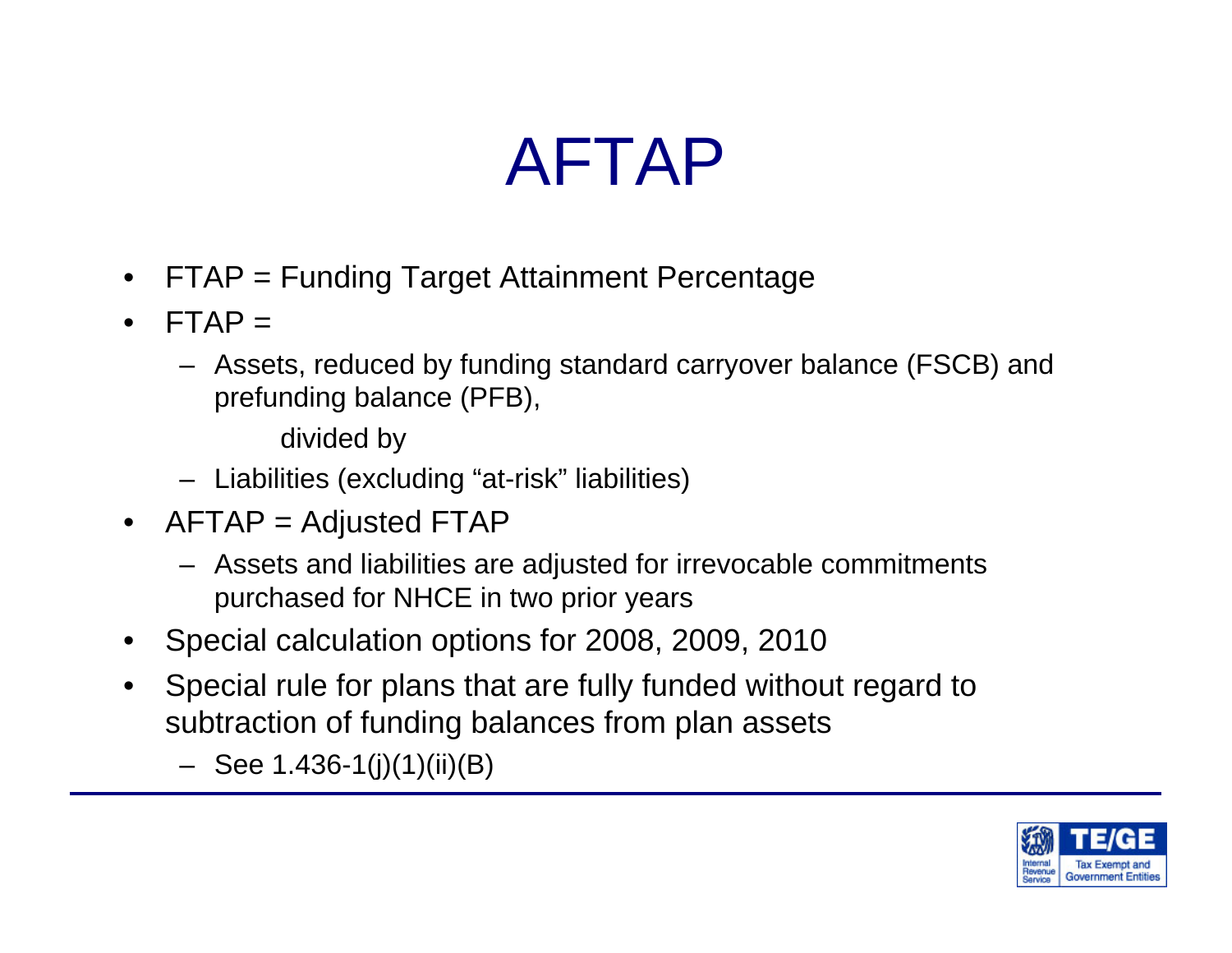# AFTAP

- FTAP = Funding Target Attainment Percentage
- FTAP =
  - Assets, reduced by funding standard carryover balance (FSCB) and prefunding balance (PFB),

    divided by
  - Liabilities (excluding "at-risk" liabilities)
- AFTAP = Adjusted FTAP
  - Assets and liabilities are adjusted for irrevocable commitments purchased for NHCE in two prior years
- Special calculation options for 2008, 2009, 2010
- Special rule for plans that are fully funded without regard to subtraction of funding balances from plan assets
  - See 1.436-1(j)(1)(ii)(B)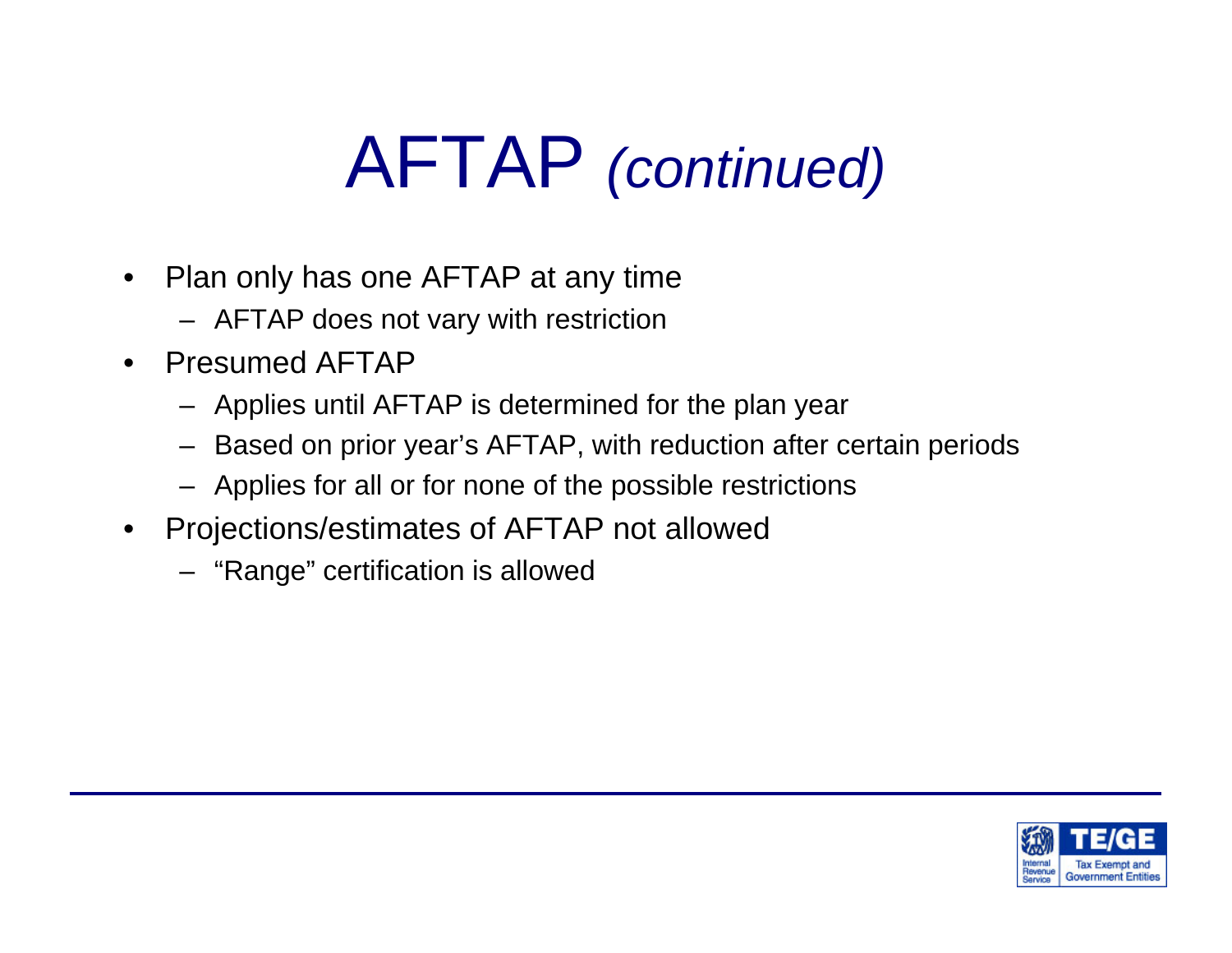# AFTAP *(continued)*

- Plan only has one AFTAP at any time
  - AFTAP does not vary with restriction
- Presumed AFTAP
  - Applies until AFTAP is determined for the plan year
  - Based on prior year's AFTAP, with reduction after certain periods
  - Applies for all or for none of the possible restrictions
- Projections/estimates of AFTAP not allowed
  - "Range" certification is allowed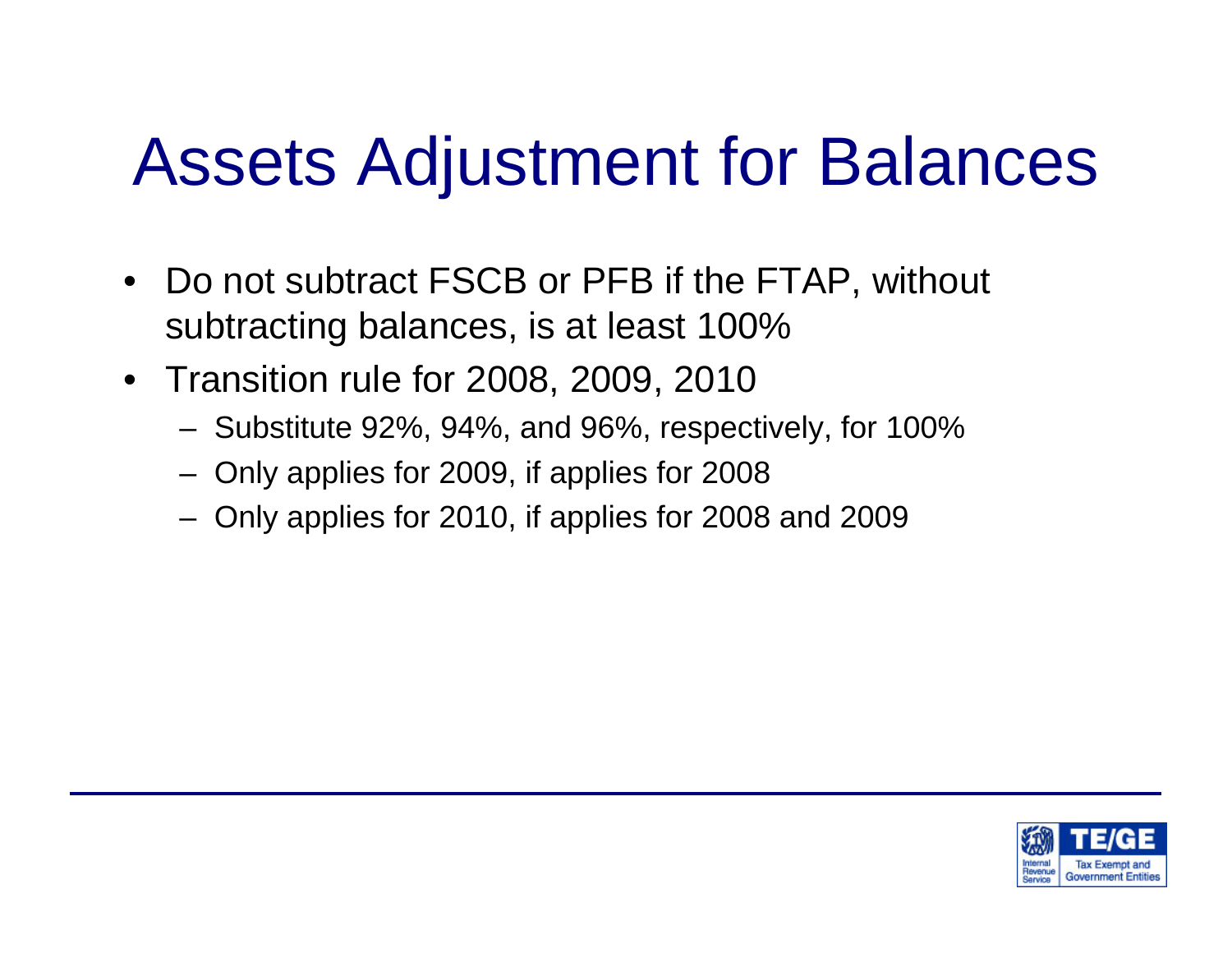# Assets Adjustment for Balances

- Do not subtract FSCB or PFB if the FTAP, without subtracting balances, is at least 100%
- Transition rule for 2008, 2009, 2010
  - Substitute 92%, 94%, and 96%, respectively, for 100%
  - Only applies for 2009, if applies for 2008
  - Only applies for 2010, if applies for 2008 and 2009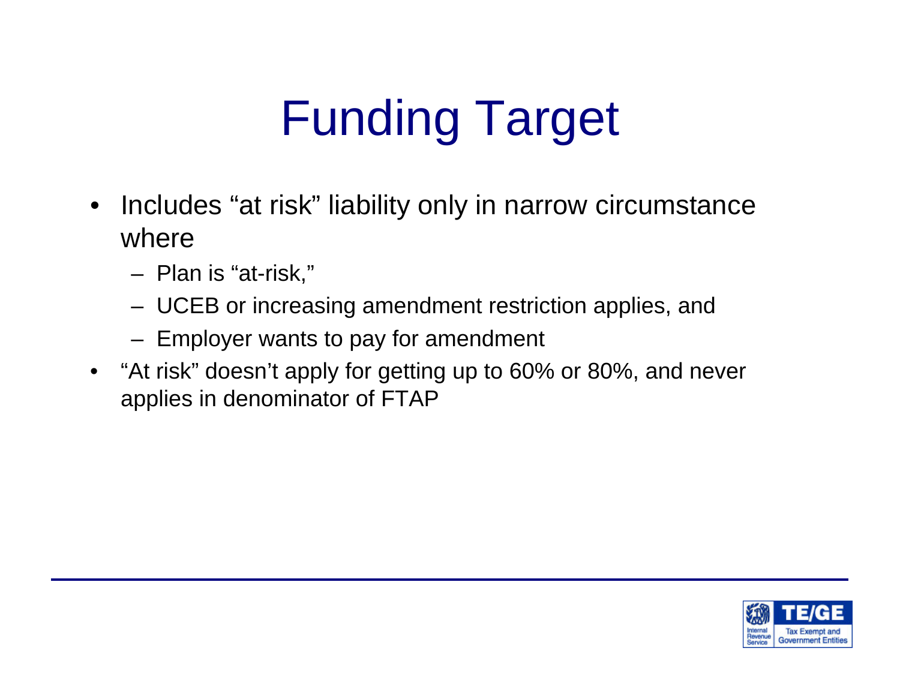# Funding Target

- Includes "at risk" liability only in narrow circumstance where
  - Plan is "at-risk,"
  - UCEB or increasing amendment restriction applies, and
  - Employer wants to pay for amendment
- "At risk" doesn't apply for getting up to 60% or 80%, and never applies in denominator of FTAP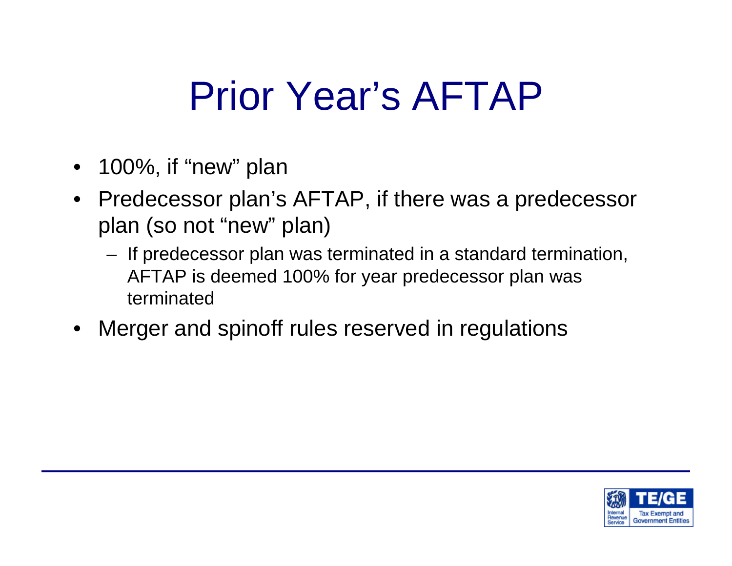# Prior Year's AFTAP

- 100%, if "new" plan
- Predecessor plan's AFTAP, if there was a predecessor plan (so not "new" plan)
  - If predecessor plan was terminated in a standard termination, AFTAP is deemed 100% for year predecessor plan was terminated
- Merger and spinoff rules reserved in regulations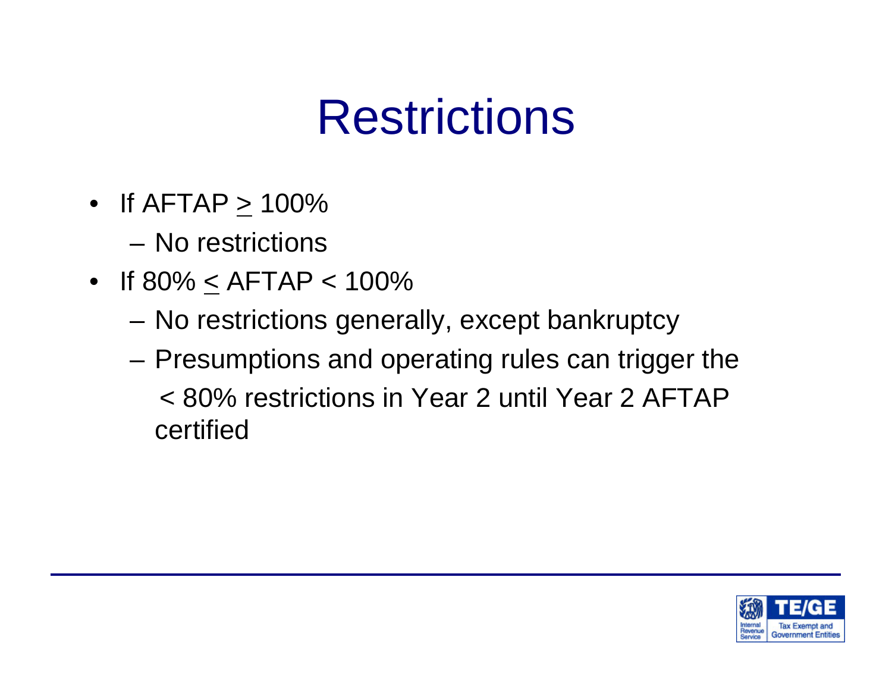# Restrictions

- If AFTAP $\geq$ 100%
  - No restrictions
- If 80% $\leq$ AFTAP < 100%
  - No restrictions generally, except bankruptcy
  - Presumptions and operating rules can trigger the < 80% restrictions in Year 2 until Year 2 AFTAP certified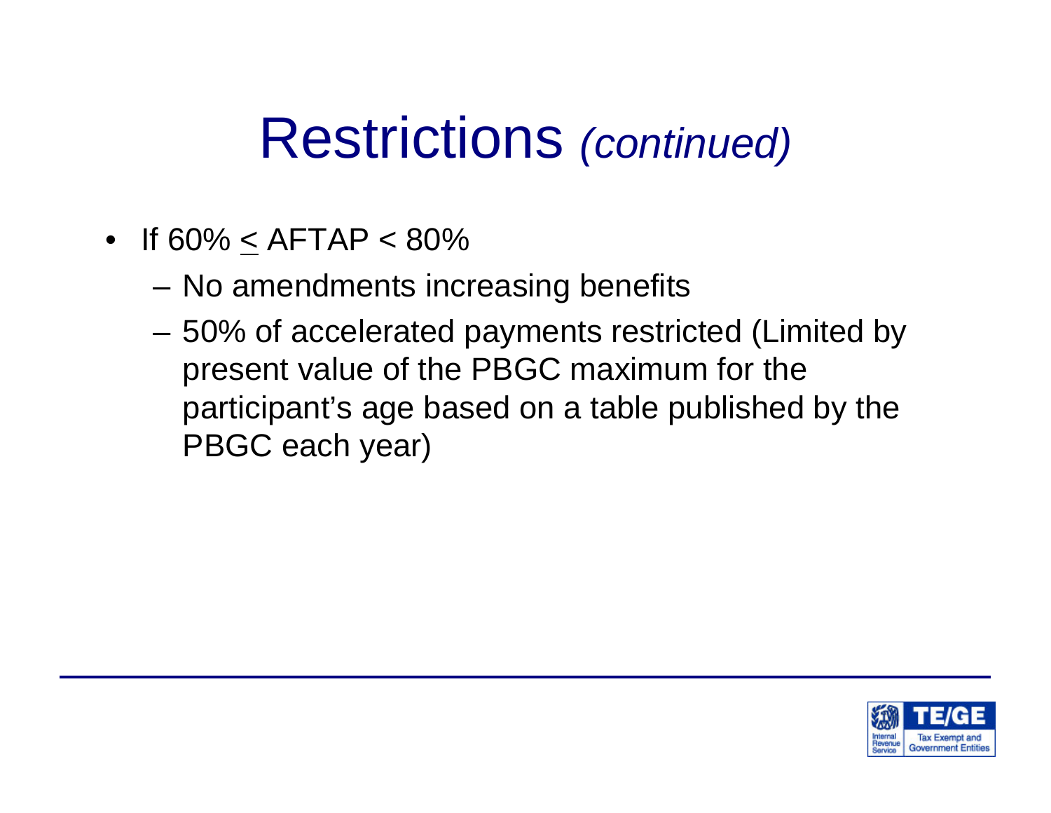# Restrictions *(continued)*

- If 60% ≤ AFTAP < 80%
  - No amendments increasing benefits
  - 50% of accelerated payments restricted (Limited by present value of the PBGC maximum for the participant's age based on a table published by the PBGC each year)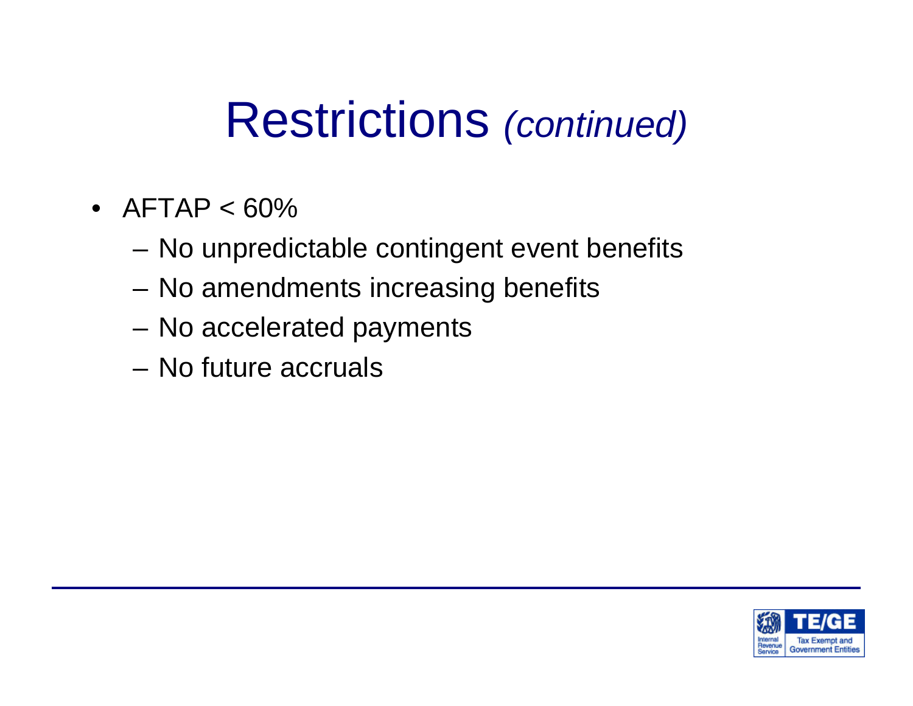# Restrictions *(continued)*

- AFTAP < 60%
  - No unpredictable contingent event benefits
  - No amendments increasing benefits
  - No accelerated payments
  - No future accruals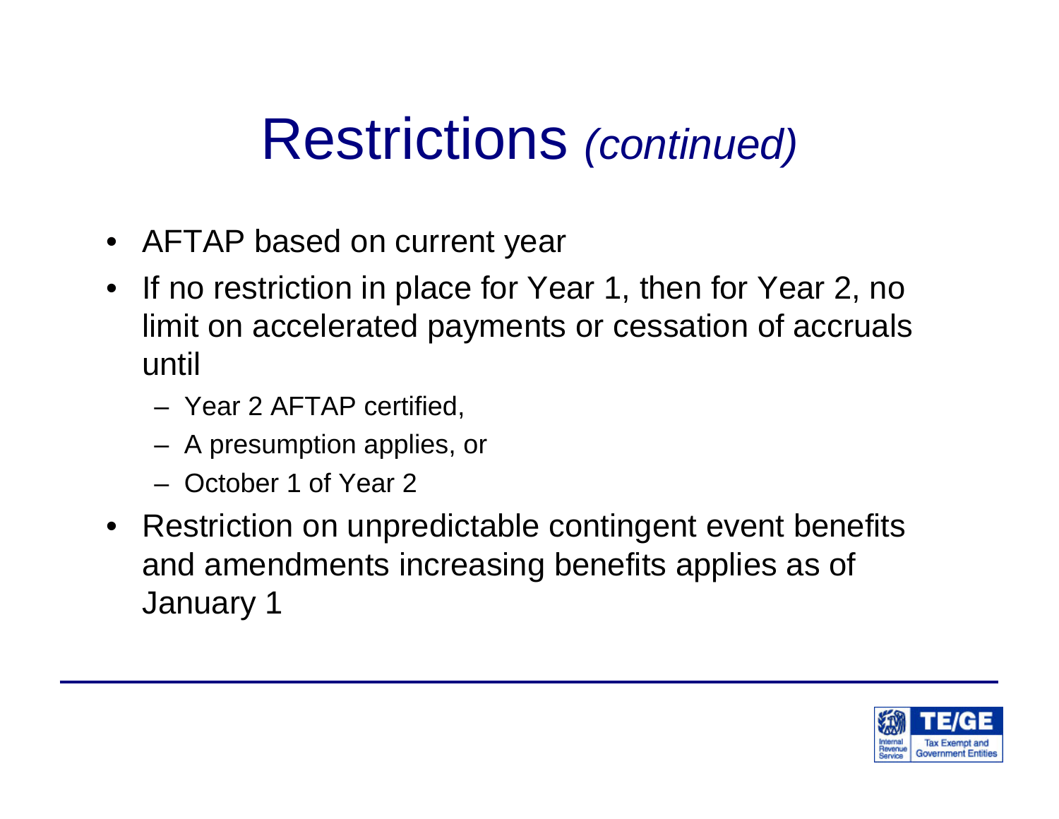# Restrictions *(continued)*

- AFTAP based on current year
- If no restriction in place for Year 1, then for Year 2, no limit on accelerated payments or cessation of accruals until
  - Year 2 AFTAP certified,
  - A presumption applies, or
  - October 1 of Year 2
- Restriction on unpredictable contingent event benefits and amendments increasing benefits applies as of January 1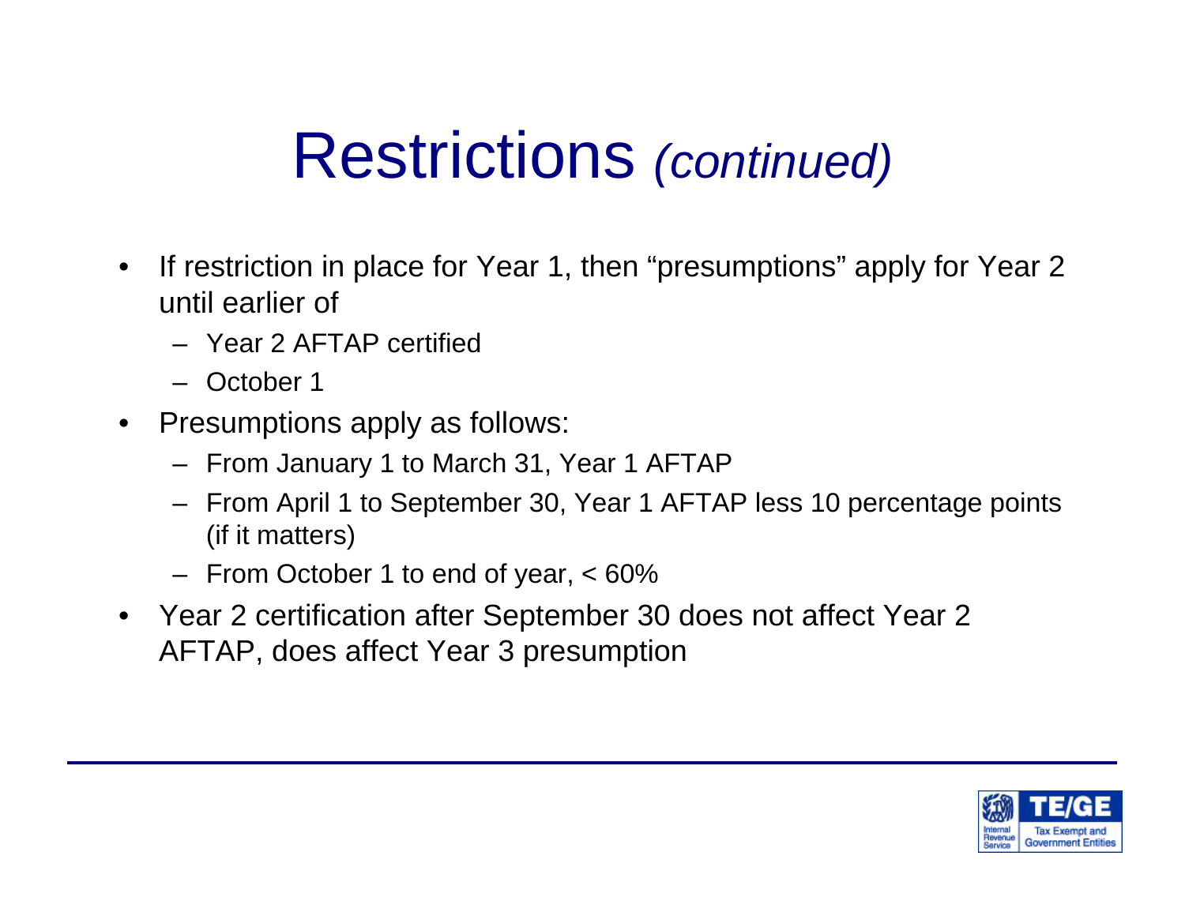# Restrictions *(continued)*

- If restriction in place for Year 1, then "presumptions" apply for Year 2 until earlier of
  - Year 2 AFTAP certified
  - October 1
- Presumptions apply as follows:
  - From January 1 to March 31, Year 1 AFTAP
  - From April 1 to September 30, Year 1 AFTAP less 10 percentage points (if it matters)
  - From October 1 to end of year, < 60%
- Year 2 certification after September 30 does not affect Year 2 AFTAP, does affect Year 3 presumption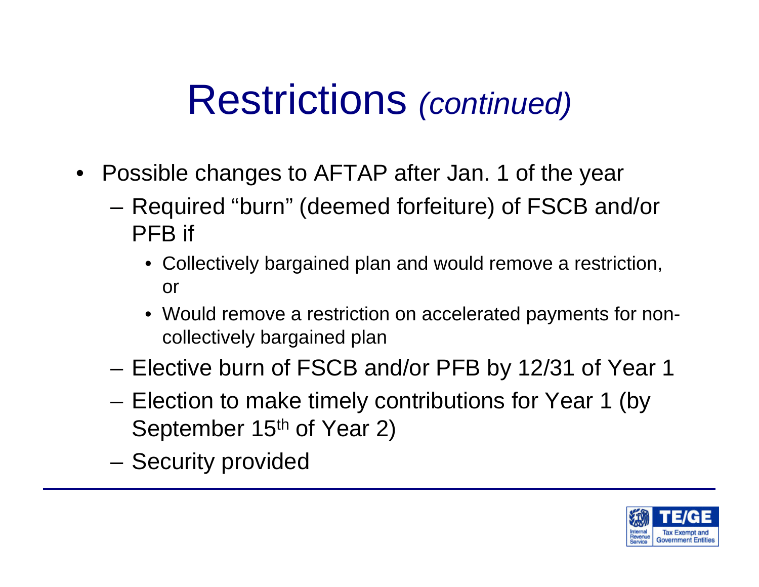# Restrictions *(continued)*

- Possible changes to AFTAP after Jan. 1 of the year
  - Required “burn” (deemed forfeiture) of FSCB and/or PFB if
    - Collectively bargained plan and would remove a restriction, or
    - Would remove a restriction on accelerated payments for non-collectively bargained plan
  - Elective burn of FSCB and/or PFB by 12/31 of Year 1
  - Election to make timely contributions for Year 1 (by September 15th of Year 2)
  - Security provided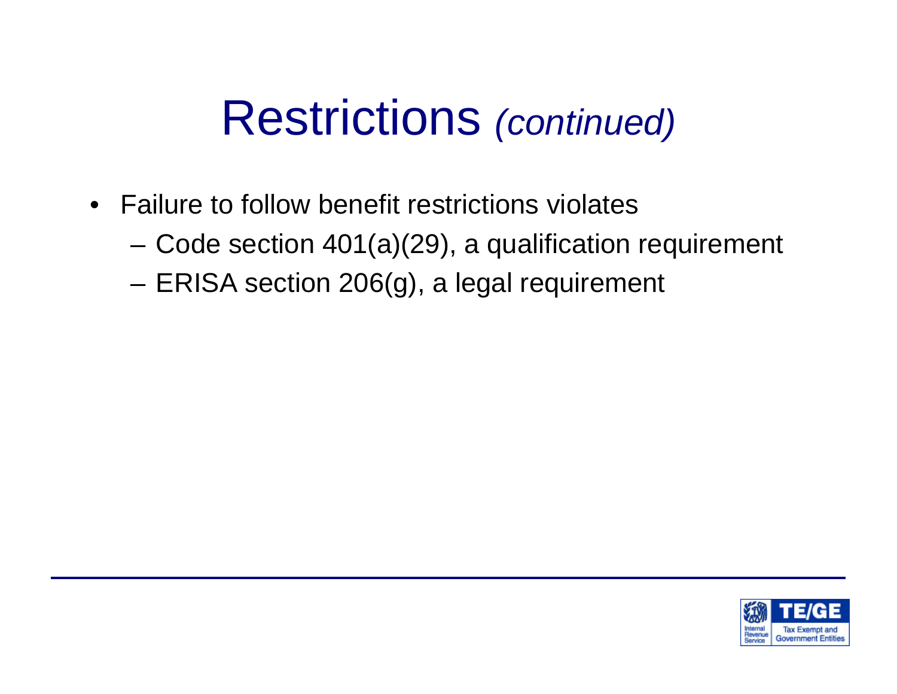# Restrictions *(continued)*

- Failure to follow benefit restrictions violates
  - Code section 401(a)(29), a qualification requirement
  - ERISA section 206(g), a legal requirement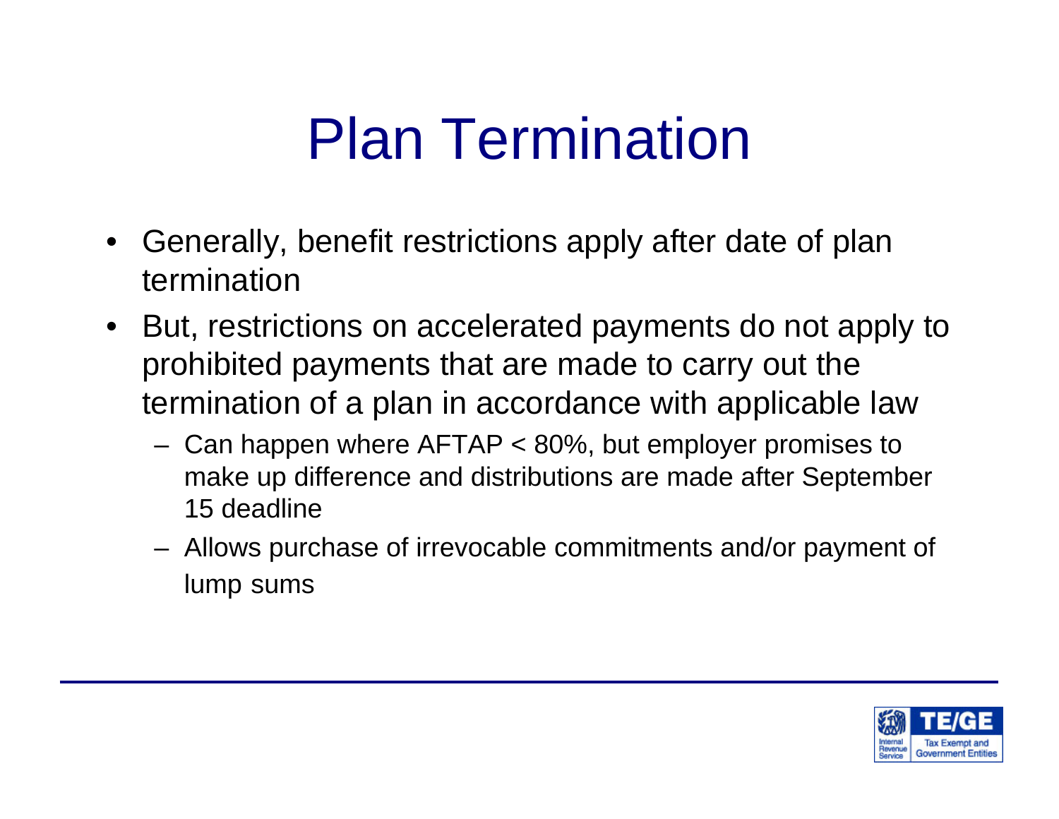# Plan Termination

- Generally, benefit restrictions apply after date of plan termination
- But, restrictions on accelerated payments do not apply to prohibited payments that are made to carry out the termination of a plan in accordance with applicable law
  - Can happen where AFTAP < 80%, but employer promises to make up difference and distributions are made after September 15 deadline
  - Allows purchase of irrevocable commitments and/or payment of lump sums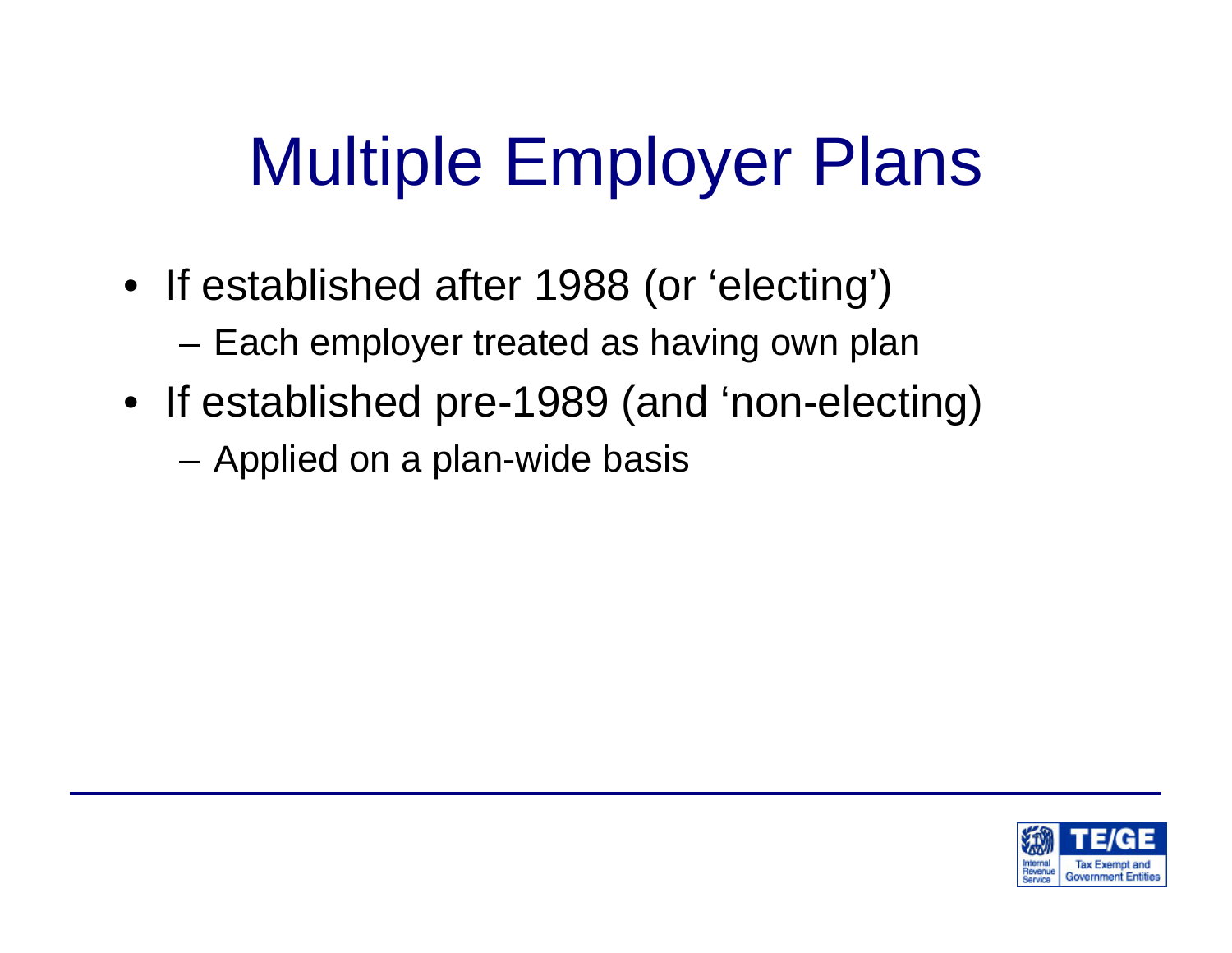# Multiple Employer Plans

- If established after 1988 (or 'electing')
  - Each employer treated as having own plan
- If established pre-1989 (and 'non-electing)
  - Applied on a plan-wide basis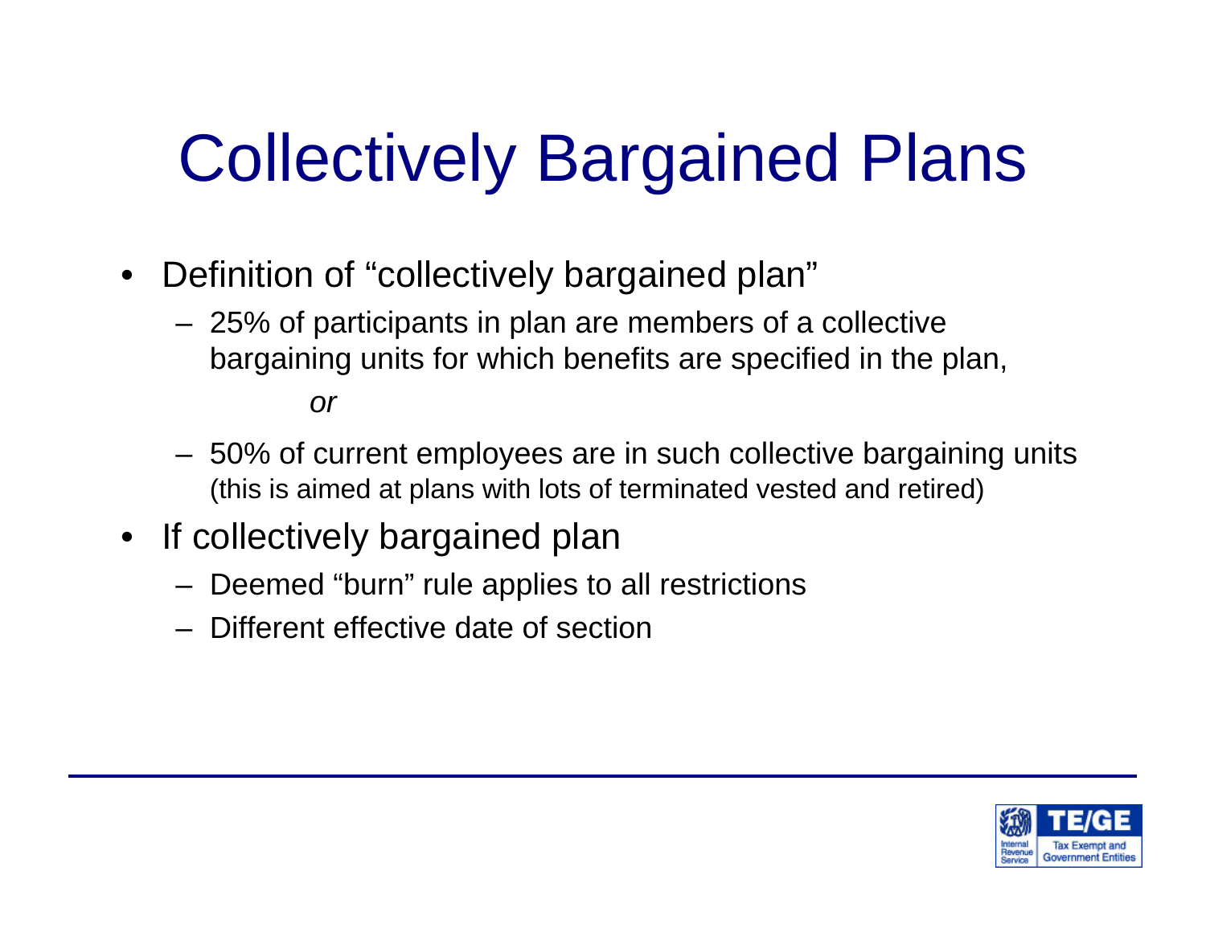# Collectively Bargained Plans

- Definition of "collectively bargained plan"
  - 25% of participants in plan are members of a collective bargaining units for which benefits are specified in the plan,

    *or*

  - 50% of current employees are in such collective bargaining units (this is aimed at plans with lots of terminated vested and retired)
- If collectively bargained plan
  - Deemed "burn" rule applies to all restrictions
  - Different effective date of section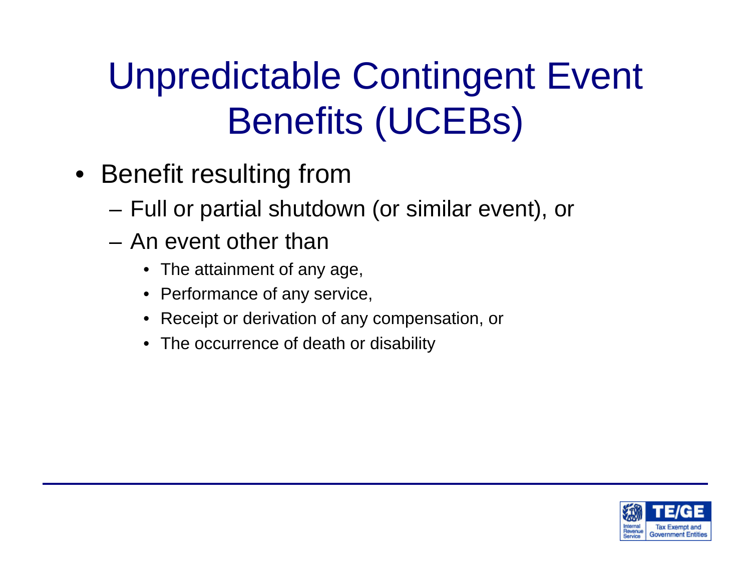# Unpredictable Contingent Event Benefits (UCEBs)

- Benefit resulting from
  - Full or partial shutdown (or similar event), or
  - An event other than
    - The attainment of any age,
    - Performance of any service,
    - Receipt or derivation of any compensation, or
    - The occurrence of death or disability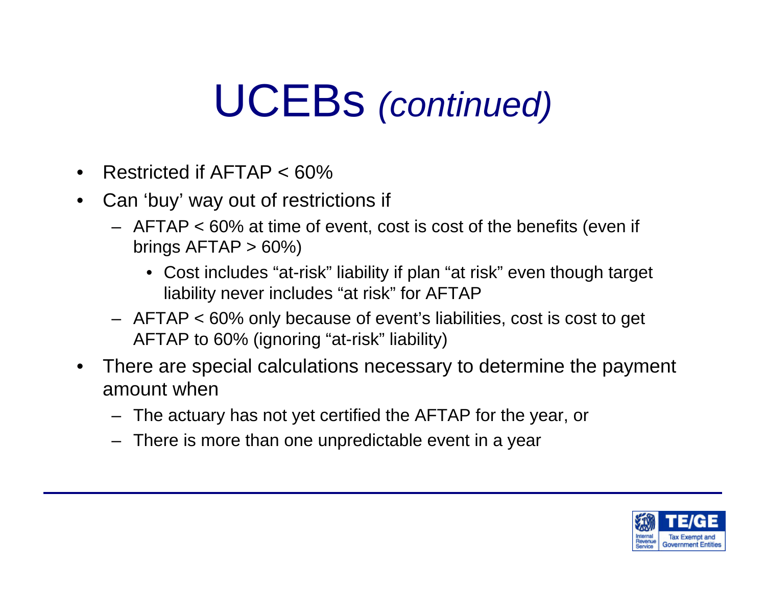# UCEBs *(continued)*

- Restricted if AFTAP < 60%
- Can 'buy' way out of restrictions if
  - AFTAP < 60% at time of event, cost is cost of the benefits (even if brings AFTAP > 60%)
    - Cost includes "at-risk" liability if plan "at risk" even though target liability never includes "at risk" for AFTAP
  - AFTAP < 60% only because of event's liabilities, cost is cost to get AFTAP to 60% (ignoring "at-risk" liability)
- There are special calculations necessary to determine the payment amount when
  - The actuary has not yet certified the AFTAP for the year, or
  - There is more than one unpredictable event in a year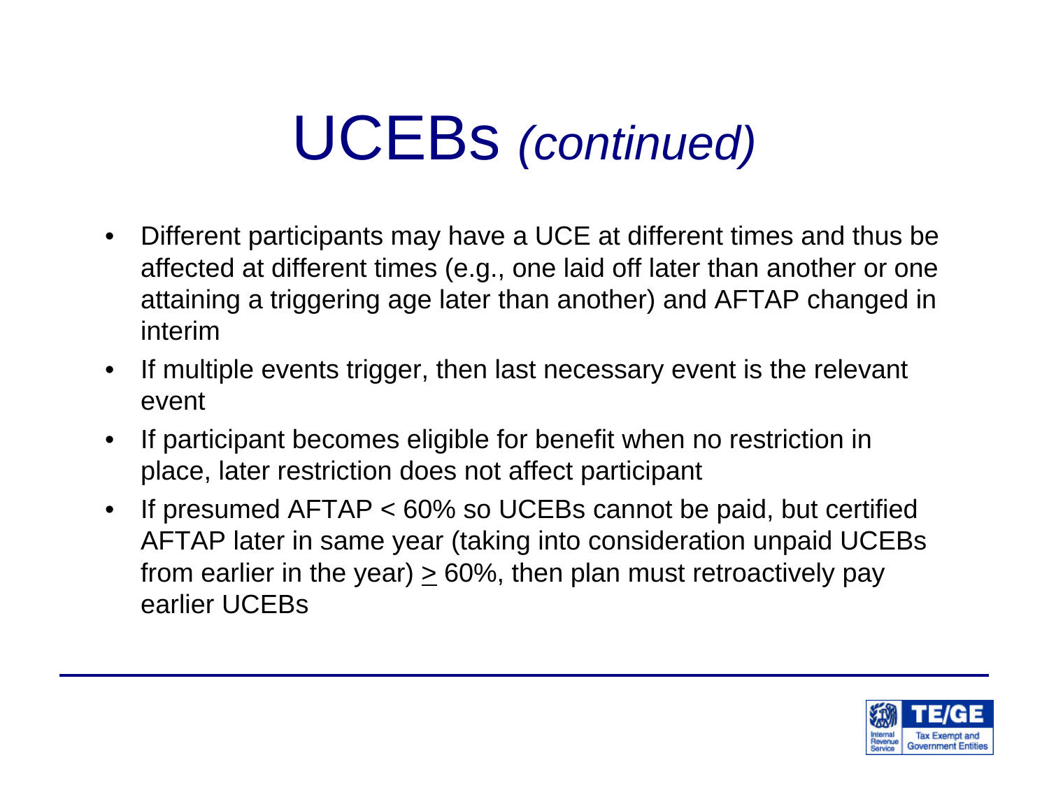# UCEBs *(continued)*

- Different participants may have a UCE at different times and thus be affected at different times (e.g., one laid off later than another or one attaining a triggering age later than another) and AFTAP changed in interim
- If multiple events trigger, then last necessary event is the relevant event
- If participant becomes eligible for benefit when no restriction in place, later restriction does not affect participant
- If presumed AFTAP < 60% so UCEBs cannot be paid, but certified AFTAP later in same year (taking into consideration unpaid UCEBs from earlier in the year) $\geq$ 60%, then plan must retroactively pay earlier UCEBs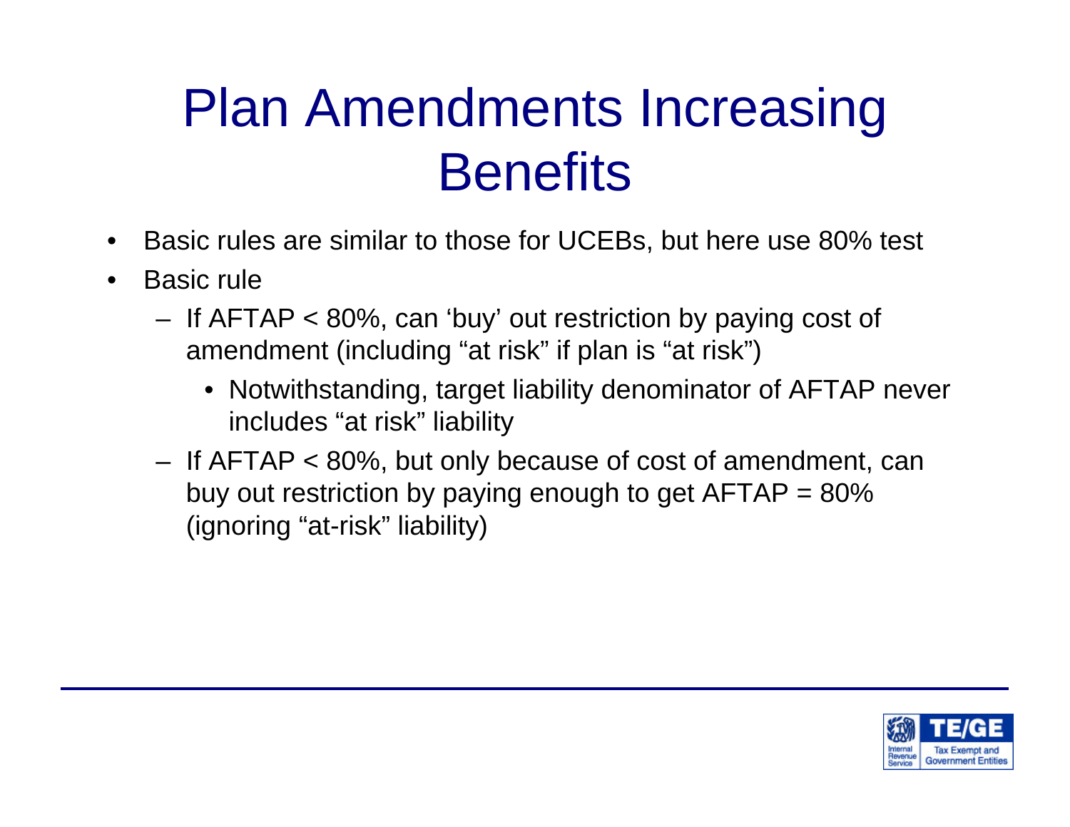# Plan Amendments Increasing Benefits

- Basic rules are similar to those for UCEBs, but here use 80% test
- Basic rule
  - If AFTAP < 80%, can 'buy' out restriction by paying cost of amendment (including "at risk" if plan is "at risk")
    - Notwithstanding, target liability denominator of AFTAP never includes "at risk" liability
  - If AFTAP < 80%, but only because of cost of amendment, can buy out restriction by paying enough to get AFTAP = 80% (ignoring "at-risk" liability)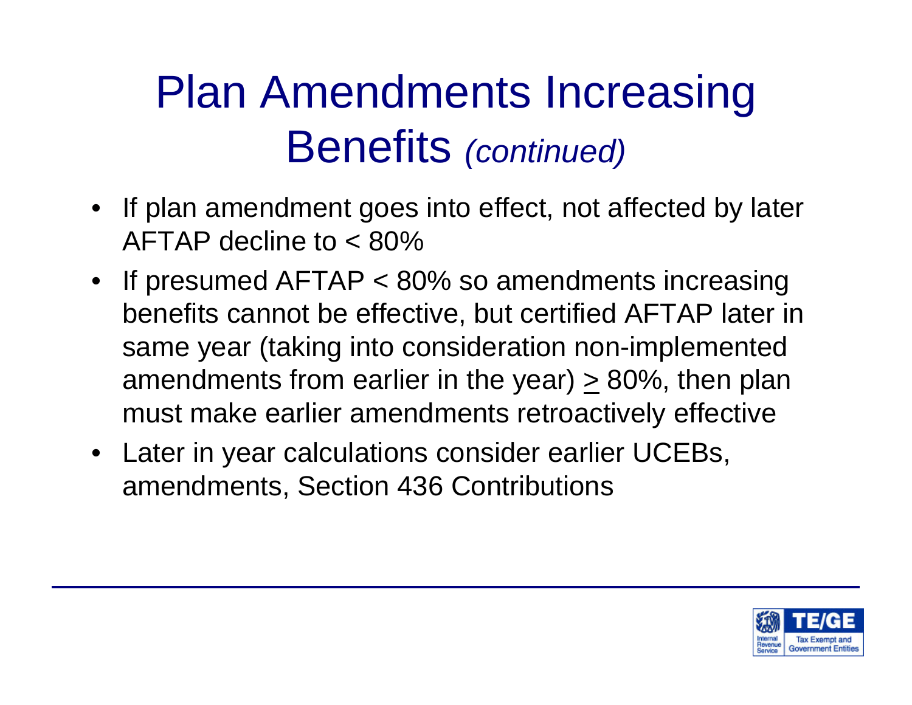# Plan Amendments Increasing Benefits *(continued)*

- If plan amendment goes into effect, not affected by later AFTAP decline to < 80%
- If presumed AFTAP < 80% so amendments increasing benefits cannot be effective, but certified AFTAP later in same year (taking into consideration non-implemented amendments from earlier in the year) ≥ 80%, then plan must make earlier amendments retroactively effective
- Later in year calculations consider earlier UCEBs, amendments, Section 436 Contributions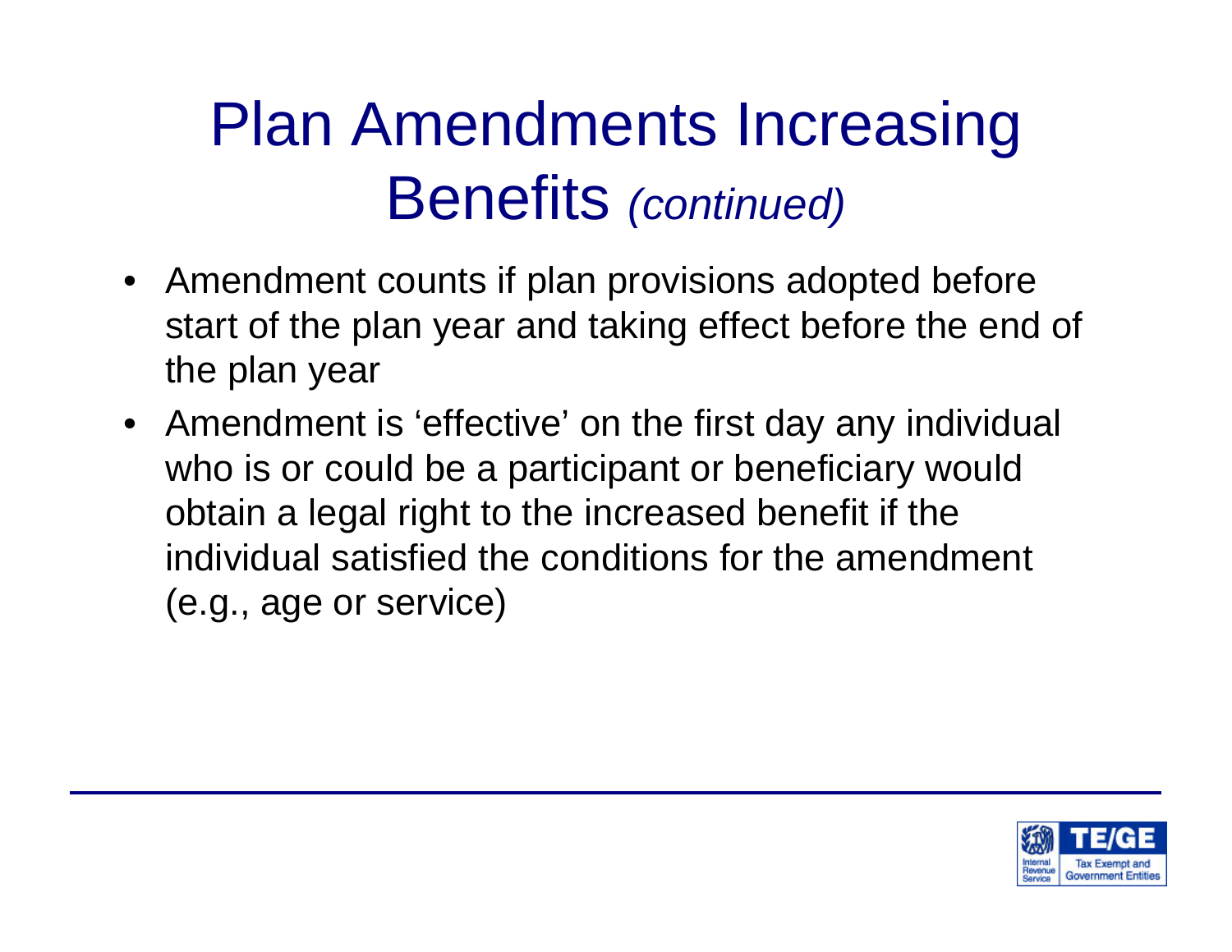# Plan Amendments Increasing Benefits *(continued)*

- Amendment counts if plan provisions adopted before start of the plan year and taking effect before the end of the plan year
- Amendment is 'effective' on the first day any individual who is or could be a participant or beneficiary would obtain a legal right to the increased benefit if the individual satisfied the conditions for the amendment (e.g., age or service)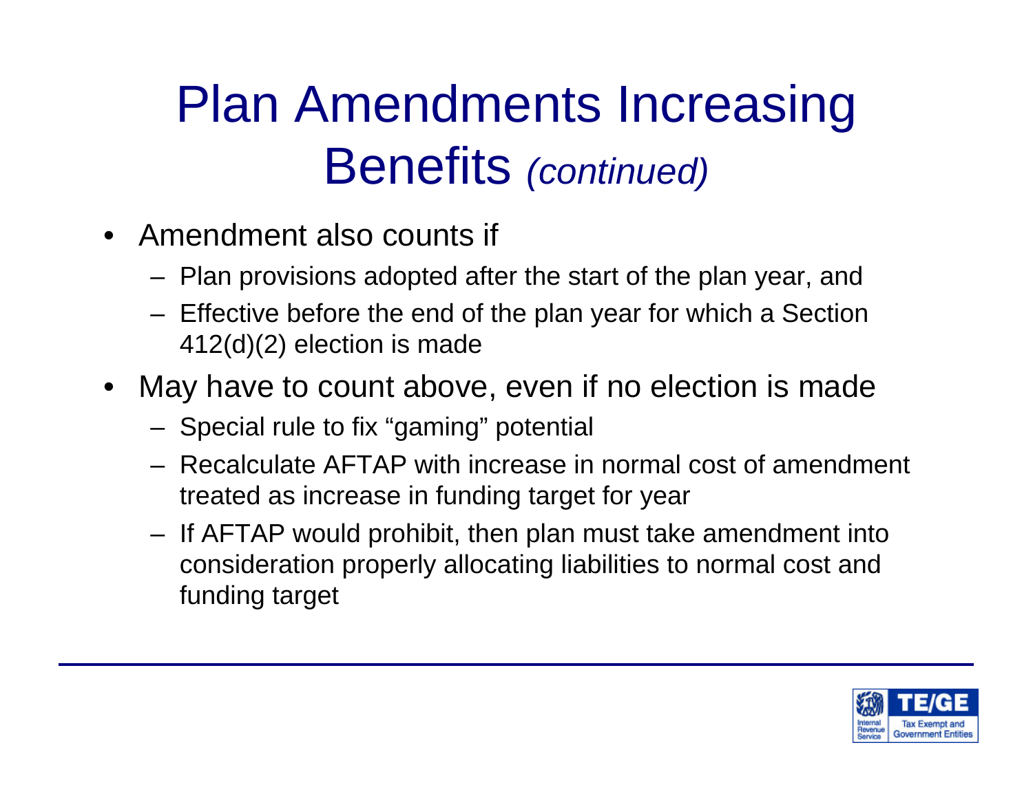# Plan Amendments Increasing Benefits *(continued)*

- Amendment also counts if
  - Plan provisions adopted after the start of the plan year, and
  - Effective before the end of the plan year for which a Section 412(d)(2) election is made
- May have to count above, even if no election is made
  - Special rule to fix "gaming" potential
  - Recalculate AFTAP with increase in normal cost of amendment treated as increase in funding target for year
  - If AFTAP would prohibit, then plan must take amendment into consideration properly allocating liabilities to normal cost and funding target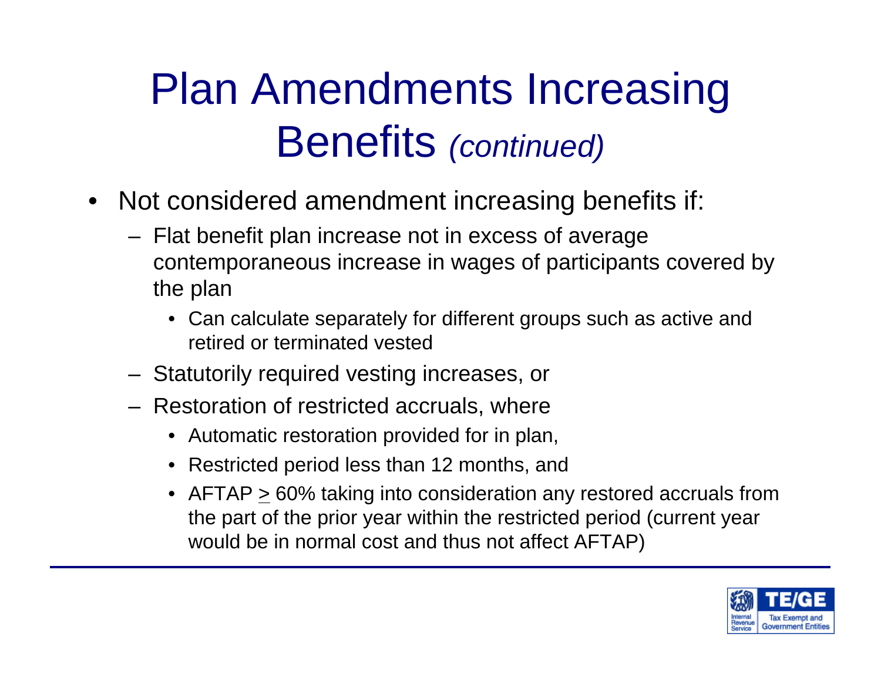# Plan Amendments Increasing Benefits *(continued)*

- Not considered amendment increasing benefits if:
  - Flat benefit plan increase not in excess of average contemporaneous increase in wages of participants covered by the plan
    - Can calculate separately for different groups such as active and retired or terminated vested
  - Statutorily required vesting increases, or
  - Restoration of restricted accruals, where
    - Automatic restoration provided for in plan,
    - Restricted period less than 12 months, and
    - AFTAP $\geq$ 60% taking into consideration any restored accruals from the part of the prior year within the restricted period (current year would be in normal cost and thus not affect AFTAP)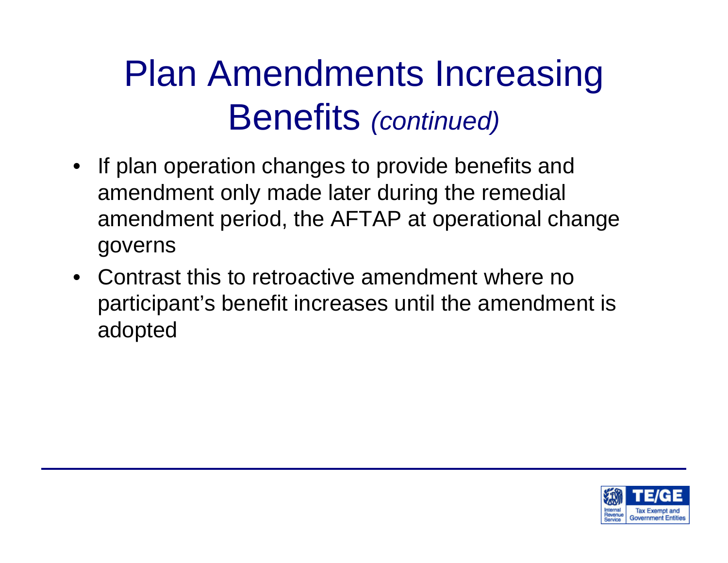# Plan Amendments Increasing Benefits *(continued)*

- If plan operation changes to provide benefits and amendment only made later during the remedial amendment period, the AFTAP at operational change governs
- Contrast this to retroactive amendment where no participant's benefit increases until the amendment is adopted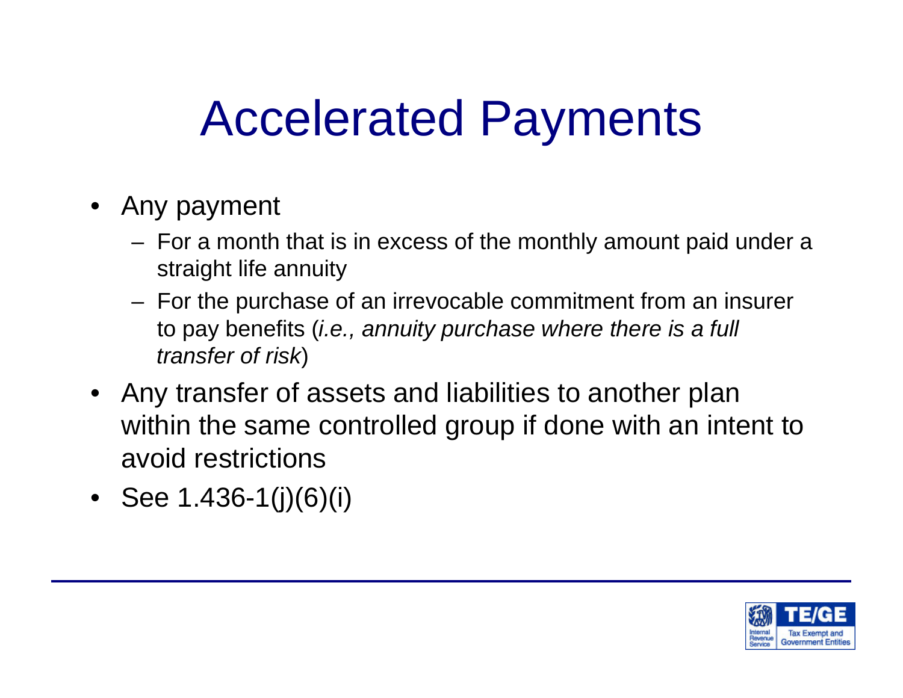# Accelerated Payments

- Any payment
  - For a month that is in excess of the monthly amount paid under a straight life annuity
  - For the purchase of an irrevocable commitment from an insurer to pay benefits (*i.e., annuity purchase where there is a full transfer of risk*)
- Any transfer of assets and liabilities to another plan within the same controlled group if done with an intent to avoid restrictions
- See 1.436-1(j)(6)(i)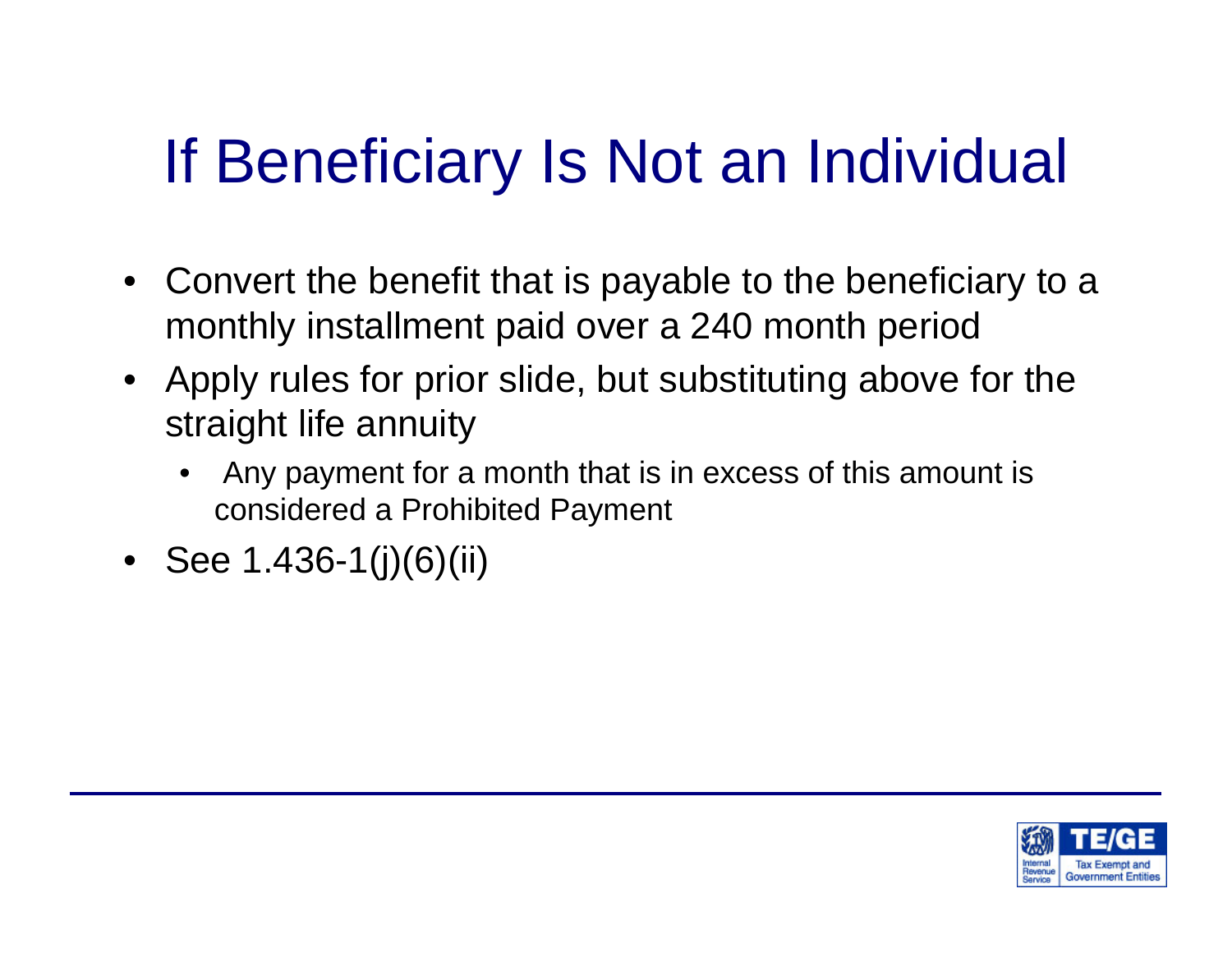# If Beneficiary Is Not an Individual

- Convert the benefit that is payable to the beneficiary to a monthly installment paid over a 240 month period
- Apply rules for prior slide, but substituting above for the straight life annuity
  - Any payment for a month that is in excess of this amount is considered a Prohibited Payment
- See 1.436-1(j)(6)(ii)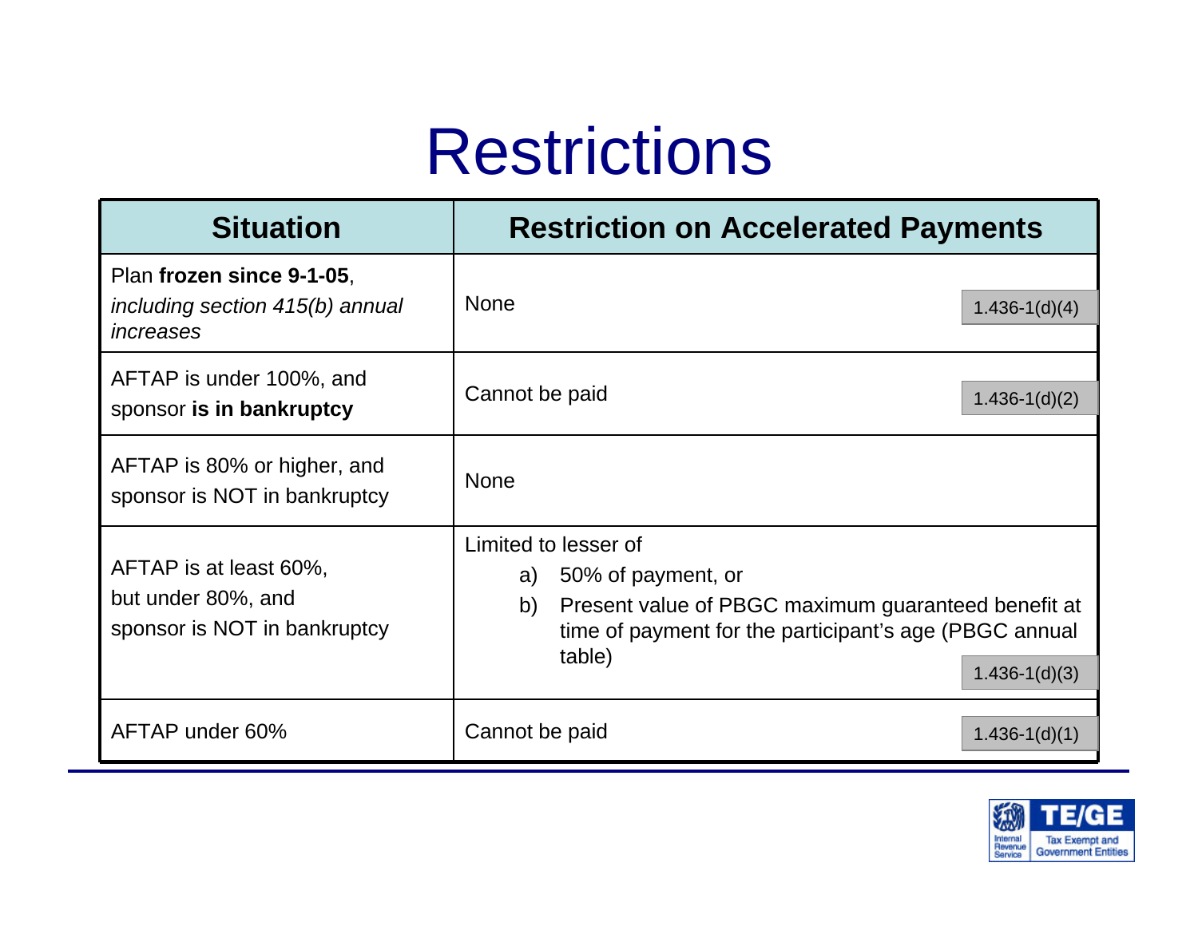# Restrictions

| Situation | Restriction on Accelerated Payments |
|---|---|
| Plan **frozen since 9-1-05**, *including section 415(b) annual increases* | None 1.436-1(d)(4) |
| AFTAP is under 100%, and sponsor **is in bankruptcy** | Cannot be paid 1.436-1(d)(2) |
| AFTAP is 80% or higher, and sponsor is NOT in bankruptcy | None |
| AFTAP is at least 60%, but under 80%, and sponsor is NOT in bankruptcy | Limited to lesser of<br>a) 50% of payment, or<br>b) Present value of PBGC maximum guaranteed benefit at time of payment for the participant's age (PBGC annual table) 1.436-1(d)(3) |
| AFTAP under 60% | Cannot be paid 1.436-1(d)(1) |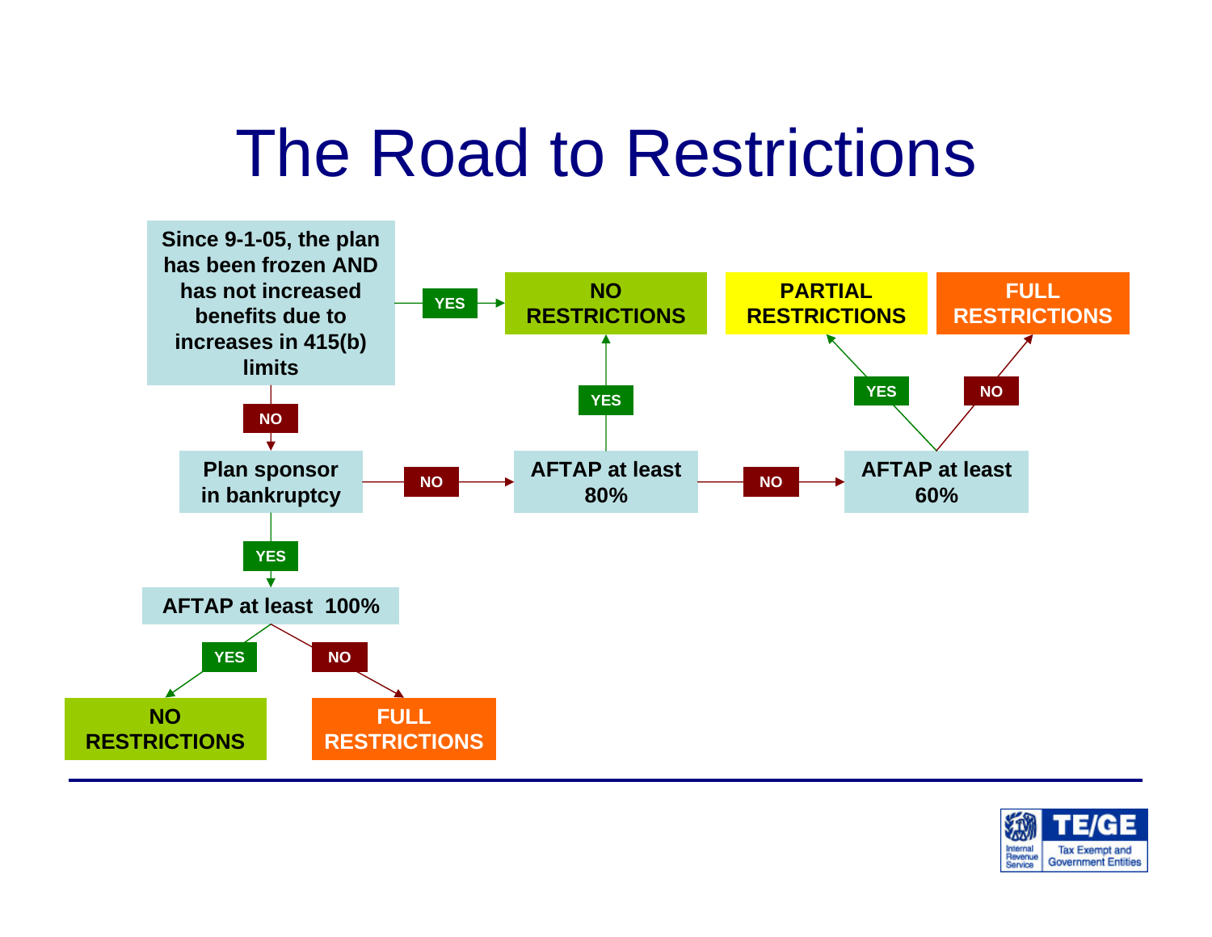# The Road to Restrictions

- **Since 9-1-05, the plan has been frozen AND has not increased benefits due to increases in 415(b) limits**
  - **YES** → **NO RESTRICTIONS**
  - **NO** → **Plan sponsor in bankruptcy**
    - **YES** → **AFTAP at least 100%**
      - **YES** → **NO RESTRICTIONS**
      - **NO** → **FULL RESTRICTIONS**
    - **NO** → **AFTAP at least 80%**
      - **YES** → **NO RESTRICTIONS**
      - **NO** → **AFTAP at least 60%**
        - **YES** → **PARTIAL RESTRICTIONS**
        - **NO** → **FULL RESTRICTIONS**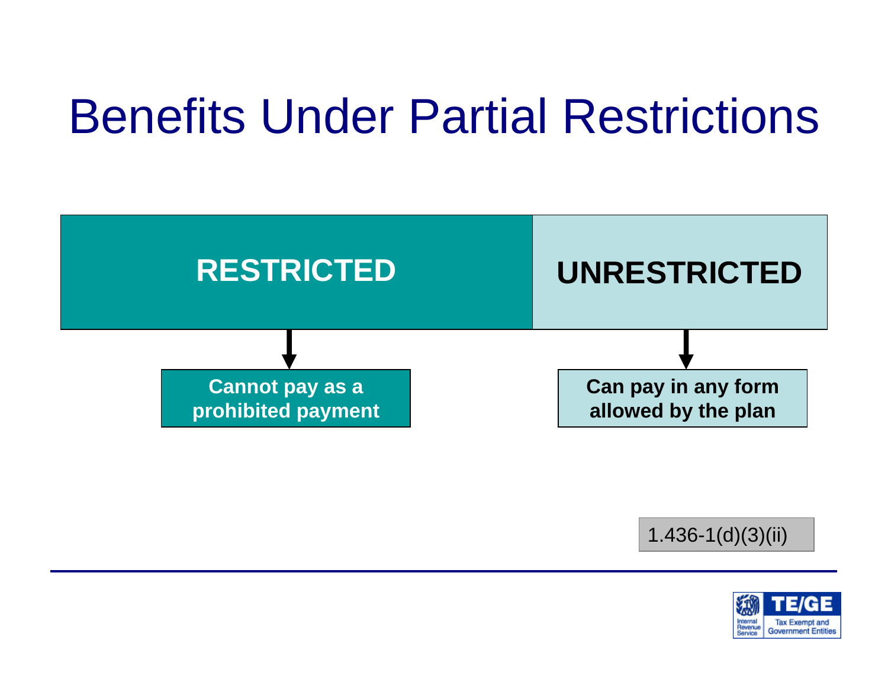# Benefits Under Partial Restrictions

| RESTRICTED | UNRESTRICTED |
|---|---|
| Cannot pay as a prohibited payment | Can pay in any form allowed by the plan |

1.436-1(d)(3)(ii)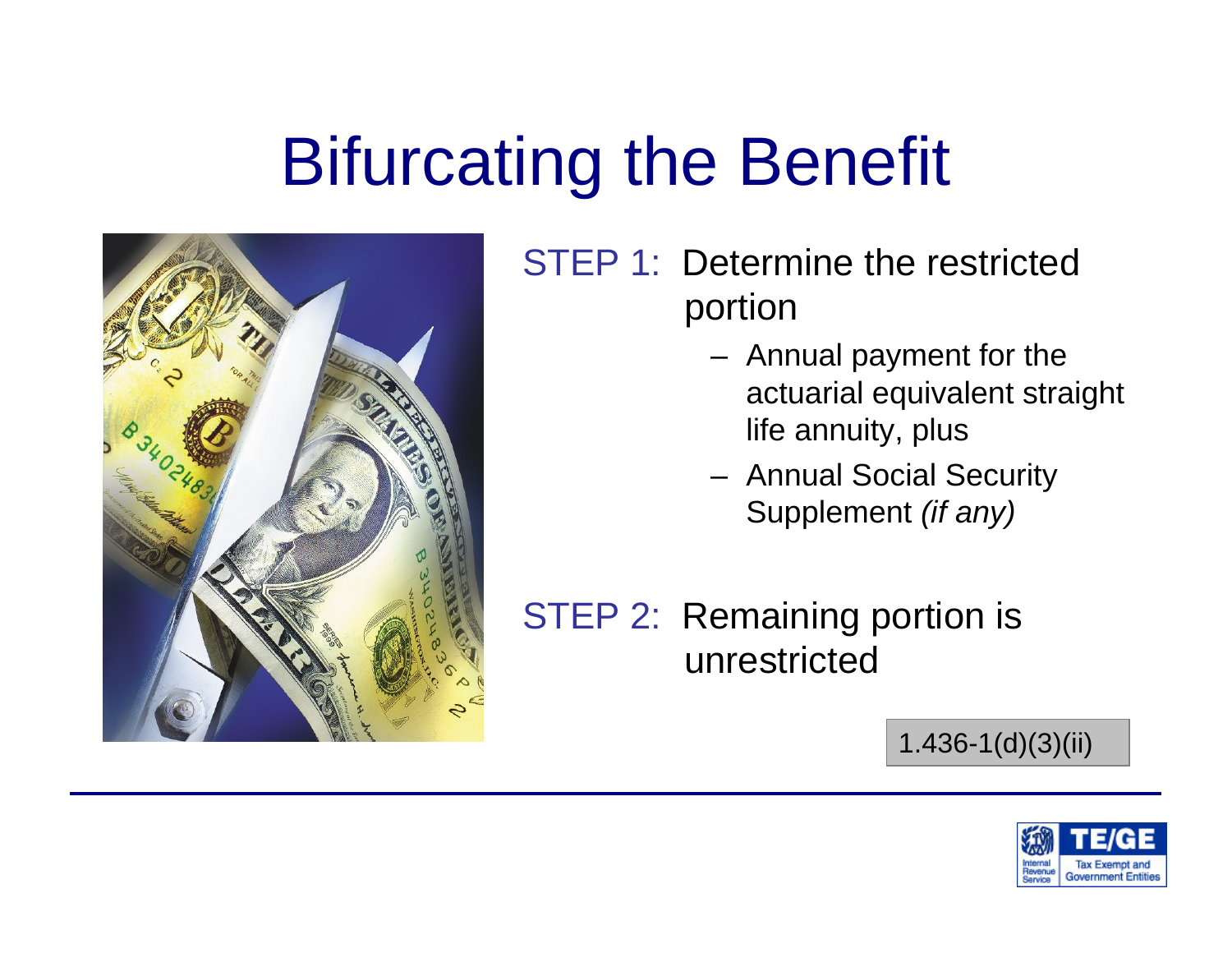# Bifurcating the Benefit

STEP 1: Determine the restricted portion

- Annual payment for the actuarial equivalent straight life annuity, plus
- Annual Social Security Supplement *(if any)*

STEP 2: Remaining portion is unrestricted

1.436-1(d)(3)(ii)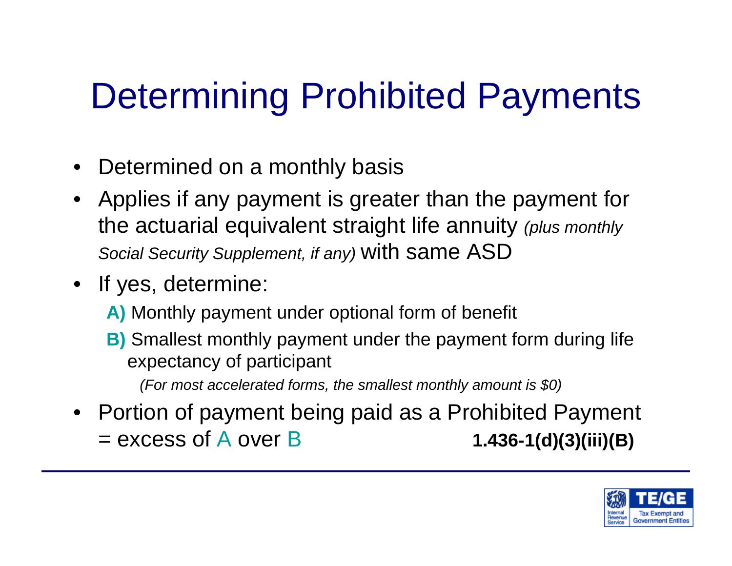# Determining Prohibited Payments

- Determined on a monthly basis
- Applies if any payment is greater than the payment for the actuarial equivalent straight life annuity *(plus monthly Social Security Supplement, if any)* with same ASD
- If yes, determine:
  - **A)** Monthly payment under optional form of benefit
  - **B)** Smallest monthly payment under the payment form during life expectancy of participant

    *(For most accelerated forms, the smallest monthly amount is $0)*
- Portion of payment being paid as a Prohibited Payment = excess of A over B **1.436-1(d)(3)(iii)(B)**